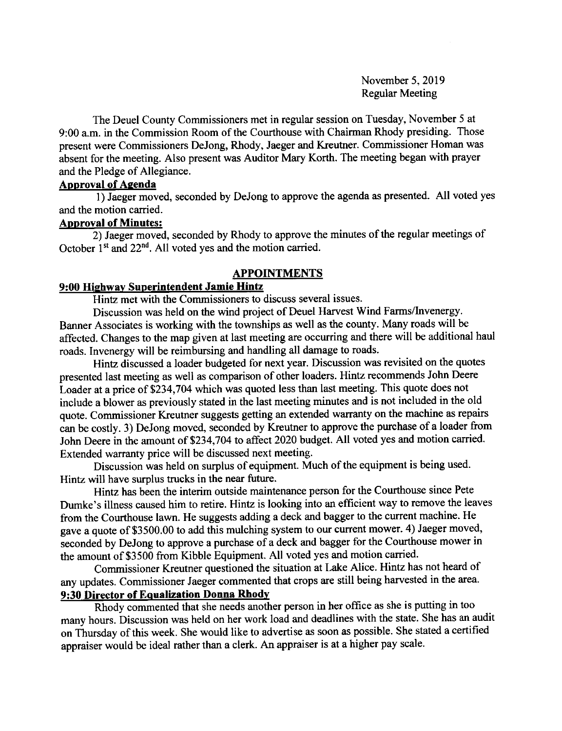November 5, 2019
Regular Meeting

The Deuel County Commissioners met in regular session on Tuesday, November 5 at 9:00 a.m. in the Commission Room of the Courthouse with Chairman Rhody presiding. Those present were Commissioners DeJong, Rhody, Jaeger and Kreutner. Commissioner Homan was absent for the meeting. Also present was Auditor Mary Korth. The meeting began with prayer and the Pledge of Allegiance.

**Approval of Agenda**

1) Jaeger moved, seconded by DeJong to approve the agenda as presented. All voted yes and the motion carried.

**Approval of Minutes:**

2) Jaeger moved, seconded by Rhody to approve the minutes of the regular meetings of October 1st and 22nd. All voted yes and the motion carried.

## APPOINTMENTS

**9:00 Highway Superintendent Jamie Hintz**

Hintz met with the Commissioners to discuss several issues.

Discussion was held on the wind project of Deuel Harvest Wind Farms/Invenergy. Banner Associates is working with the townships as well as the county. Many roads will be affected. Changes to the map given at last meeting are occurring and there will be additional haul roads. Invenergy will be reimbursing and handling all damage to roads.

Hintz discussed a loader budgeted for next year. Discussion was revisited on the quotes presented last meeting as well as comparison of other loaders. Hintz recommends John Deere Loader at a price of $234,704 which was quoted less than last meeting. This quote does not include a blower as previously stated in the last meeting minutes and is not included in the old quote. Commissioner Kreutner suggests getting an extended warranty on the machine as repairs can be costly. 3) DeJong moved, seconded by Kreutner to approve the purchase of a loader from John Deere in the amount of $234,704 to affect 2020 budget. All voted yes and motion carried. Extended warranty price will be discussed next meeting.

Discussion was held on surplus of equipment. Much of the equipment is being used. Hintz will have surplus trucks in the near future.

Hintz has been the interim outside maintenance person for the Courthouse since Pete Dumke's illness caused him to retire. Hintz is looking into an efficient way to remove the leaves from the Courthouse lawn. He suggests adding a deck and bagger to the current machine. He gave a quote of $3500.00 to add this mulching system to our current mower. 4) Jaeger moved, seconded by DeJong to approve a purchase of a deck and bagger for the Courthouse mower in the amount of $3500 from Kibble Equipment. All voted yes and motion carried.

Commissioner Kreutner questioned the situation at Lake Alice. Hintz has not heard of any updates. Commissioner Jaeger commented that crops are still being harvested in the area.

**9:30 Director of Equalization Donna Rhody**

Rhody commented that she needs another person in her office as she is putting in too many hours. Discussion was held on her work load and deadlines with the state. She has an audit on Thursday of this week. She would like to advertise as soon as possible. She stated a certified appraiser would be ideal rather than a clerk. An appraiser is at a higher pay scale.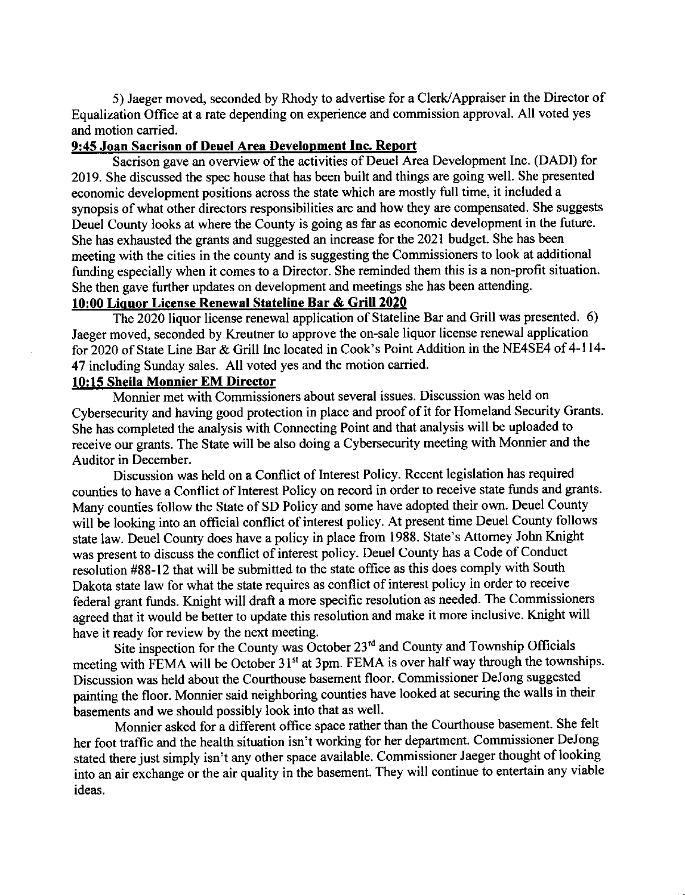5) Jaeger moved, seconded by Rhody to advertise for a Clerk/Appraiser in the Director of Equalization Office at a rate depending on experience and commission approval. All voted yes and motion carried.

**9:45 Joan Sacrison of Deuel Area Development Inc. Report**

Sacrison gave an overview of the activities of Deuel Area Development Inc. (DADI) for 2019. She discussed the spec house that has been built and things are going well. She presented economic development positions across the state which are mostly full time, it included a synopsis of what other directors responsibilities are and how they are compensated. She suggests Deuel County looks at where the County is going as far as economic development in the future. She has exhausted the grants and suggested an increase for the 2021 budget. She has been meeting with the cities in the county and is suggesting the Commissioners to look at additional funding especially when it comes to a Director. She reminded them this is a non-profit situation. She then gave further updates on development and meetings she has been attending.

**10:00 Liquor License Renewal Stateline Bar & Grill 2020**

The 2020 liquor license renewal application of Stateline Bar and Grill was presented. 6) Jaeger moved, seconded by Kreutner to approve the on-sale liquor license renewal application for 2020 of State Line Bar & Grill Inc located in Cook's Point Addition in the NE4SE4 of 4-114-47 including Sunday sales. All voted yes and the motion carried.

**10:15 Sheila Monnier EM Director**

Monnier met with Commissioners about several issues. Discussion was held on Cybersecurity and having good protection in place and proof of it for Homeland Security Grants. She has completed the analysis with Connecting Point and that analysis will be uploaded to receive our grants. The State will be also doing a Cybersecurity meeting with Monnier and the Auditor in December.

Discussion was held on a Conflict of Interest Policy. Recent legislation has required counties to have a Conflict of Interest Policy on record in order to receive state funds and grants. Many counties follow the State of SD Policy and some have adopted their own. Deuel County will be looking into an official conflict of interest policy. At present time Deuel County follows state law. Deuel County does have a policy in place from 1988. State's Attorney John Knight was present to discuss the conflict of interest policy. Deuel County has a Code of Conduct resolution #88-12 that will be submitted to the state office as this does comply with South Dakota state law for what the state requires as conflict of interest policy in order to receive federal grant funds. Knight will draft a more specific resolution as needed. The Commissioners agreed that it would be better to update this resolution and make it more inclusive. Knight will have it ready for review by the next meeting.

Site inspection for the County was October 23rd and County and Township Officials meeting with FEMA will be October 31st at 3pm. FEMA is over half way through the townships. Discussion was held about the Courthouse basement floor. Commissioner DeJong suggested painting the floor. Monnier said neighboring counties have looked at securing the walls in their basements and we should possibly look into that as well.

Monnier asked for a different office space rather than the Courthouse basement. She felt her foot traffic and the health situation isn't working for her department. Commissioner DeJong stated there just simply isn't any other space available. Commissioner Jaeger thought of looking into an air exchange or the air quality in the basement. They will continue to entertain any viable ideas.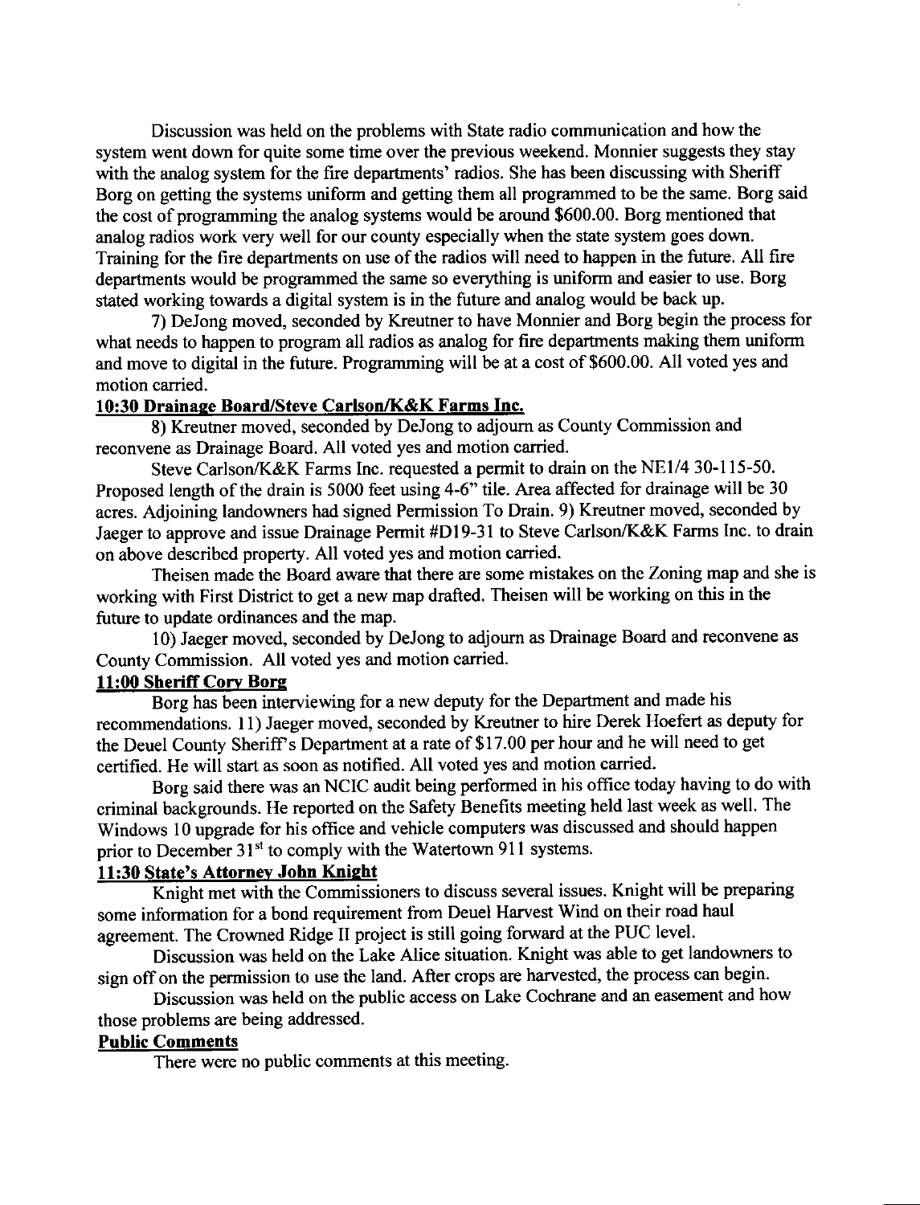Discussion was held on the problems with State radio communication and how the system went down for quite some time over the previous weekend. Monnier suggests they stay with the analog system for the fire departments' radios. She has been discussing with Sheriff Borg on getting the systems uniform and getting them all programmed to be the same. Borg said the cost of programming the analog systems would be around $600.00. Borg mentioned that analog radios work very well for our county especially when the state system goes down. Training for the fire departments on use of the radios will need to happen in the future. All fire departments would be programmed the same so everything is uniform and easier to use. Borg stated working towards a digital system is in the future and analog would be back up.

7) DeJong moved, seconded by Kreutner to have Monnier and Borg begin the process for what needs to happen to program all radios as analog for fire departments making them uniform and move to digital in the future. Programming will be at a cost of $600.00. All voted yes and motion carried.

**10:30 Drainage Board/Steve Carlson/K&K Farms Inc.**

8) Kreutner moved, seconded by DeJong to adjourn as County Commission and reconvene as Drainage Board. All voted yes and motion carried.

Steve Carlson/K&K Farms Inc. requested a permit to drain on the NE1/4 30-115-50. Proposed length of the drain is 5000 feet using 4-6" tile. Area affected for drainage will be 30 acres. Adjoining landowners had signed Permission To Drain. 9) Kreutner moved, seconded by Jaeger to approve and issue Drainage Permit #D19-31 to Steve Carlson/K&K Farms Inc. to drain on above described property. All voted yes and motion carried.

Theisen made the Board aware that there are some mistakes on the Zoning map and she is working with First District to get a new map drafted. Theisen will be working on this in the future to update ordinances and the map.

10) Jaeger moved, seconded by DeJong to adjourn as Drainage Board and reconvene as County Commission. All voted yes and motion carried.

**11:00 Sheriff Cory Borg**

Borg has been interviewing for a new deputy for the Department and made his recommendations. 11) Jaeger moved, seconded by Kreutner to hire Derek Hoefert as deputy for the Deuel County Sheriff's Department at a rate of $17.00 per hour and he will need to get certified. He will start as soon as notified. All voted yes and motion carried.

Borg said there was an NCIC audit being performed in his office today having to do with criminal backgrounds. He reported on the Safety Benefits meeting held last week as well. The Windows 10 upgrade for his office and vehicle computers was discussed and should happen prior to December 31st to comply with the Watertown 911 systems.

**11:30 State's Attorney John Knight**

Knight met with the Commissioners to discuss several issues. Knight will be preparing some information for a bond requirement from Deuel Harvest Wind on their road haul agreement. The Crowned Ridge II project is still going forward at the PUC level.

Discussion was held on the Lake Alice situation. Knight was able to get landowners to sign off on the permission to use the land. After crops are harvested, the process can begin.

Discussion was held on the public access on Lake Cochrane and an easement and how those problems are being addressed.

**Public Comments**

There were no public comments at this meeting.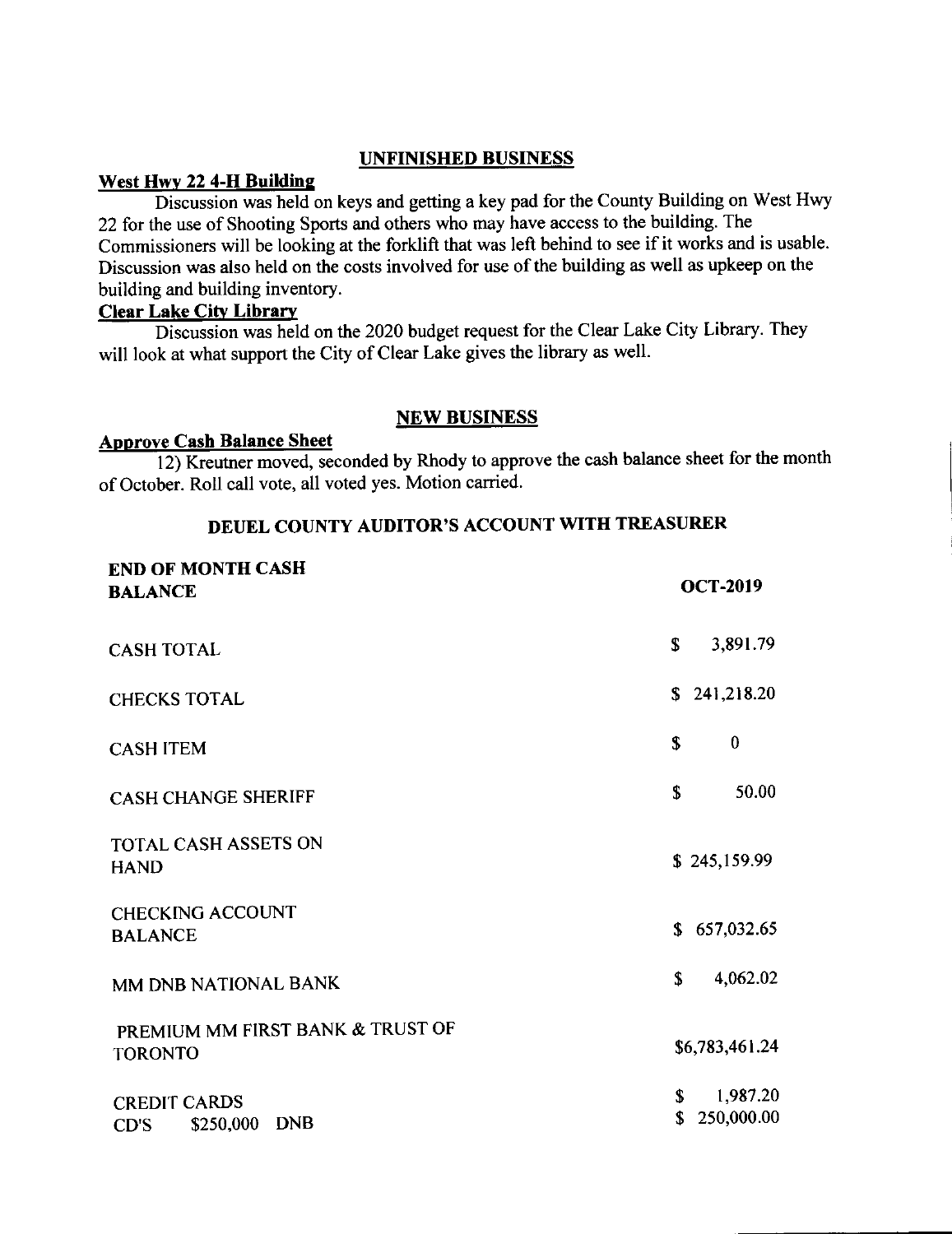## UNFINISHED BUSINESS

**West Hwy 22 4-H Building**

Discussion was held on keys and getting a key pad for the County Building on West Hwy 22 for the use of Shooting Sports and others who may have access to the building. The Commissioners will be looking at the forklift that was left behind to see if it works and is usable. Discussion was also held on the costs involved for use of the building as well as upkeep on the building and building inventory.

**Clear Lake City Library**

Discussion was held on the 2020 budget request for the Clear Lake City Library. They will look at what support the City of Clear Lake gives the library as well.

## NEW BUSINESS

**Approve Cash Balance Sheet**

12) Kreutner moved, seconded by Rhody to approve the cash balance sheet for the month of October. Roll call vote, all voted yes. Motion carried.

### DEUEL COUNTY AUDITOR'S ACCOUNT WITH TREASURER

| END OF MONTH CASH BALANCE | OCT-2019 |
|---|---|
| CASH TOTAL | $ 3,891.79 |
| CHECKS TOTAL | $ 241,218.20 |
| CASH ITEM | $ 0 |
| CASH CHANGE SHERIFF | $ 50.00 |
| TOTAL CASH ASSETS ON HAND | $ 245,159.99 |
| CHECKING ACCOUNT BALANCE | $ 657,032.65 |
| MM DNB NATIONAL BANK | $ 4,062.02 |
| PREMIUM MM FIRST BANK & TRUST OF TORONTO | $6,783,461.24 |
| CREDIT CARDS | $ 1,987.20 |
| CD'S $250,000 DNB | $ 250,000.00 |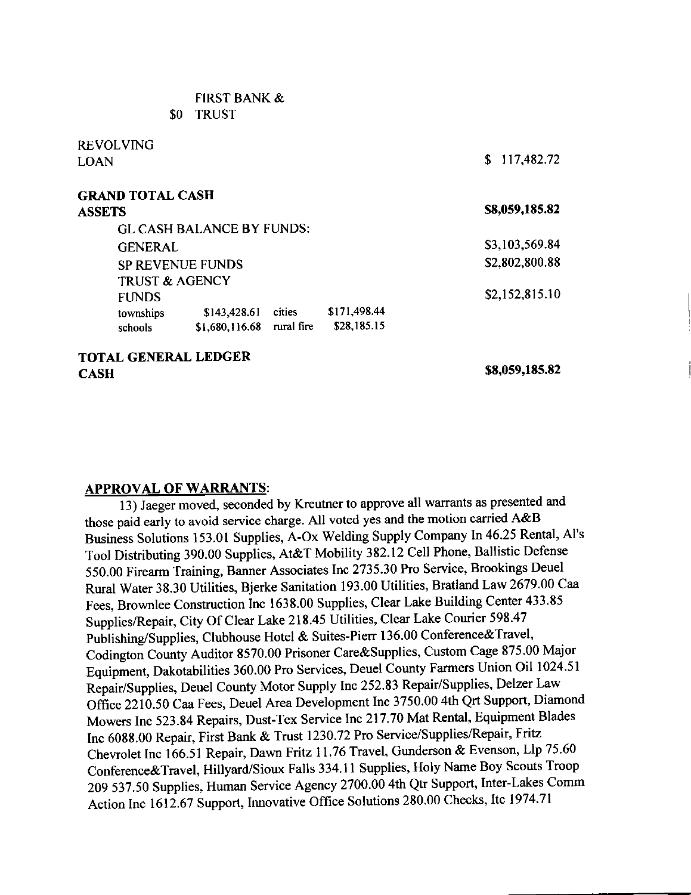|  |  |  |  |  |
|---|---|---|---|---|
| $0 | FIRST BANK & TRUST |  |  |  |
| REVOLVING LOAN |  |  |  | $ 117,482.72 |
| **GRAND TOTAL CASH ASSETS** |  |  |  | **$8,059,185.82** |
| GL CASH BALANCE BY FUNDS: |  |  |  |  |
| GENERAL |  |  |  | $3,103,569.84 |
| SP REVENUE FUNDS |  |  |  | $2,802,800.88 |
| TRUST & AGENCY FUNDS |  |  |  | $2,152,815.10 |
| townships | $143,428.61 | cities | $171,498.44 |  |
| schools | $1,680,116.68 | rural fire | $28,185.15 |  |
| **TOTAL GENERAL LEDGER CASH** |  |  |  | **$8,059,185.82** |

**APPROVAL OF WARRANTS**:

13) Jaeger moved, seconded by Kreutner to approve all warrants as presented and those paid early to avoid service charge. All voted yes and the motion carried A&B Business Solutions 153.01 Supplies, A-Ox Welding Supply Company In 46.25 Rental, Al's Tool Distributing 390.00 Supplies, At&T Mobility 382.12 Cell Phone, Ballistic Defense 550.00 Firearm Training, Banner Associates Inc 2735.30 Pro Service, Brookings Deuel Rural Water 38.30 Utilities, Bjerke Sanitation 193.00 Utilities, Bratland Law 2679.00 Caa Fees, Brownlee Construction Inc 1638.00 Supplies, Clear Lake Building Center 433.85 Supplies/Repair, City Of Clear Lake 218.45 Utilities, Clear Lake Courier 598.47 Publishing/Supplies, Clubhouse Hotel & Suites-Pierr 136.00 Conference&Travel, Codington County Auditor 8570.00 Prisoner Care&Supplies, Custom Cage 875.00 Major Equipment, Dakotabilities 360.00 Pro Services, Deuel County Farmers Union Oil 1024.51 Repair/Supplies, Deuel County Motor Supply Inc 252.83 Repair/Supplies, Delzer Law Office 2210.50 Caa Fees, Deuel Area Development Inc 3750.00 4th Qrt Support, Diamond Mowers Inc 523.84 Repairs, Dust-Tex Service Inc 217.70 Mat Rental, Equipment Blades Inc 6088.00 Repair, First Bank & Trust 1230.72 Pro Service/Supplies/Repair, Fritz Chevrolet Inc 166.51 Repair, Dawn Fritz 11.76 Travel, Gunderson & Evenson, Llp 75.60 Conference&Travel, Hillyard/Sioux Falls 334.11 Supplies, Holy Name Boy Scouts Troop 209 537.50 Supplies, Human Service Agency 2700.00 4th Qtr Support, Inter-Lakes Comm Action Inc 1612.67 Support, Innovative Office Solutions 280.00 Checks, Itc 1974.71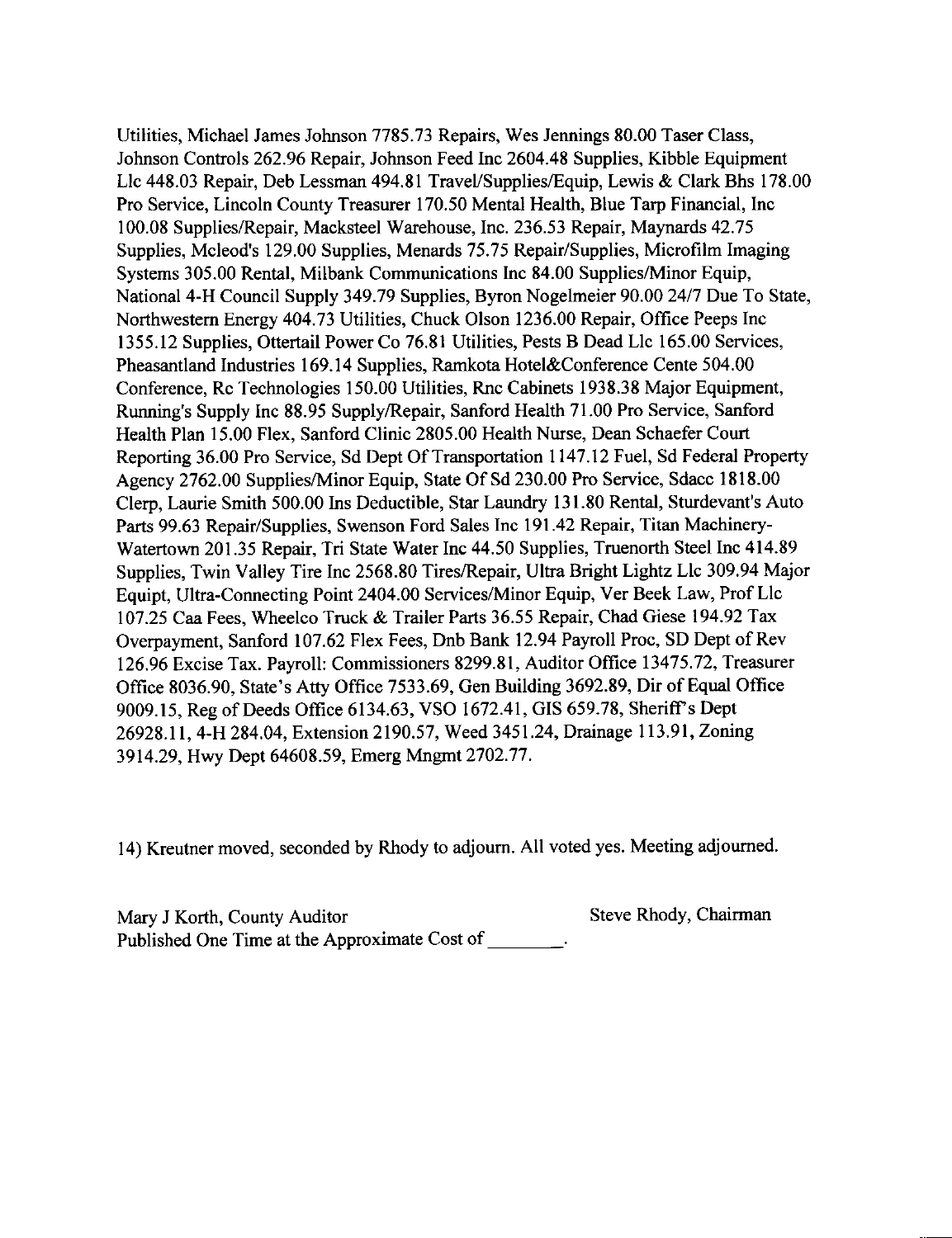Utilities, Michael James Johnson 7785.73 Repairs, Wes Jennings 80.00 Taser Class, Johnson Controls 262.96 Repair, Johnson Feed Inc 2604.48 Supplies, Kibble Equipment Llc 448.03 Repair, Deb Lessman 494.81 Travel/Supplies/Equip, Lewis & Clark Bhs 178.00 Pro Service, Lincoln County Treasurer 170.50 Mental Health, Blue Tarp Financial, Inc 100.08 Supplies/Repair, Macksteel Warehouse, Inc. 236.53 Repair, Maynards 42.75 Supplies, Mcleod's 129.00 Supplies, Menards 75.75 Repair/Supplies, Microfilm Imaging Systems 305.00 Rental, Milbank Communications Inc 84.00 Supplies/Minor Equip, National 4-H Council Supply 349.79 Supplies, Byron Nogelmeier 90.00 24/7 Due To State, Northwestern Energy 404.73 Utilities, Chuck Olson 1236.00 Repair, Office Peeps Inc 1355.12 Supplies, Ottertail Power Co 76.81 Utilities, Pests B Dead Llc 165.00 Services, Pheasantland Industries 169.14 Supplies, Ramkota Hotel&Conference Cente 504.00 Conference, Rc Technologies 150.00 Utilities, Rnc Cabinets 1938.38 Major Equipment, Running's Supply Inc 88.95 Supply/Repair, Sanford Health 71.00 Pro Service, Sanford Health Plan 15.00 Flex, Sanford Clinic 2805.00 Health Nurse, Dean Schaefer Court Reporting 36.00 Pro Service, Sd Dept Of Transportation 1147.12 Fuel, Sd Federal Property Agency 2762.00 Supplies/Minor Equip, State Of Sd 230.00 Pro Service, Sdacc 1818.00 Clerp, Laurie Smith 500.00 Ins Deductible, Star Laundry 131.80 Rental, Sturdevant's Auto Parts 99.63 Repair/Supplies, Swenson Ford Sales Inc 191.42 Repair, Titan Machinery-Watertown 201.35 Repair, Tri State Water Inc 44.50 Supplies, Truenorth Steel Inc 414.89 Supplies, Twin Valley Tire Inc 2568.80 Tires/Repair, Ultra Bright Lightz Llc 309.94 Major Equipt, Ultra-Connecting Point 2404.00 Services/Minor Equip, Ver Beek Law, Prof Llc 107.25 Caa Fees, Wheelco Truck & Trailer Parts 36.55 Repair, Chad Giese 194.92 Tax Overpayment, Sanford 107.62 Flex Fees, Dnb Bank 12.94 Payroll Proc, SD Dept of Rev 126.96 Excise Tax. Payroll: Commissioners 8299.81, Auditor Office 13475.72, Treasurer Office 8036.90, State's Atty Office 7533.69, Gen Building 3692.89, Dir of Equal Office 9009.15, Reg of Deeds Office 6134.63, VSO 1672.41, GIS 659.78, Sheriff's Dept 26928.11, 4-H 284.04, Extension 2190.57, Weed 3451.24, Drainage 113.91, Zoning 3914.29, Hwy Dept 64608.59, Emerg Mngmt 2702.77.

14) Kreutner moved, seconded by Rhody to adjourn. All voted yes. Meeting adjourned.

Mary J Korth, County Auditor                                        Steve Rhody, Chairman

Published One Time at the Approximate Cost of _______.